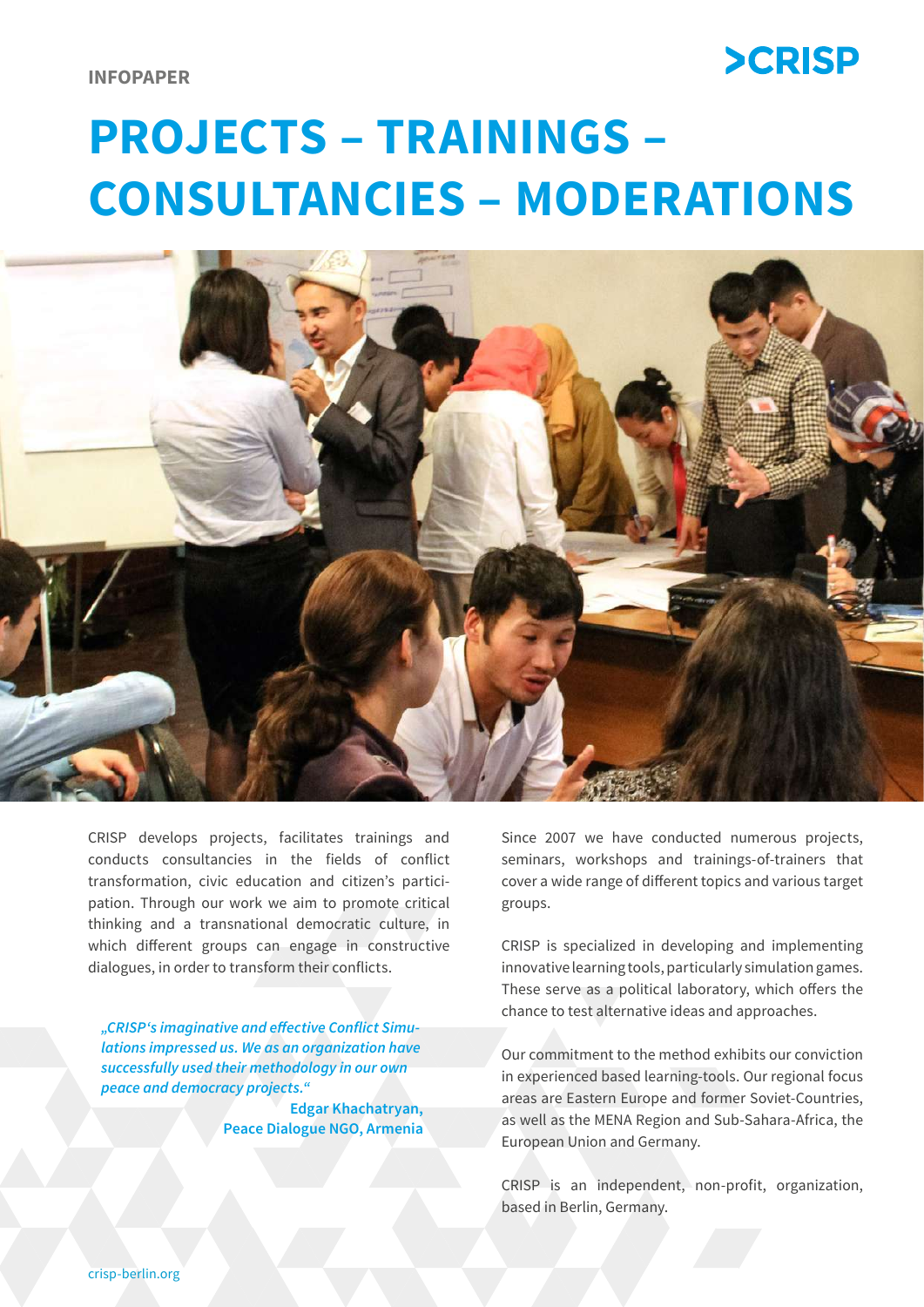INFOPAPER

>CRISP

# PROJECTS – TRAININGS – CONSULTANCIES – MODERATIONS

CRISP develops projects, facilitates trainings and conducts consultancies in the fields of conflict transformation, civic education and citizen's participation. Through our work we aim to promote critical thinking and a transnational democratic culture, in which different groups can engage in constructive dialogues, in order to transform their conflicts.

*„CRISP's imaginative and effective Conflict Simulations impressed us. We as an organization have successfully used their methodology in our own peace and democracy projects."*

**Edgar Khachatryan, Peace Dialogue NGO, Armenia**

Since 2007 we have conducted numerous projects, seminars, workshops and trainings-of-trainers that cover a wide range of different topics and various target groups.

CRISP is specialized in developing and implementing innovative learning tools, particularly simulation games. These serve as a political laboratory, which offers the chance to test alternative ideas and approaches.

Our commitment to the method exhibits our conviction in experienced based learning-tools. Our regional focus areas are Eastern Europe and former Soviet-Countries, as well as the MENA Region and Sub-Sahara-Africa, the European Union and Germany.

CRISP is an independent, non-profit, organization, based in Berlin, Germany.

crisp-berlin.org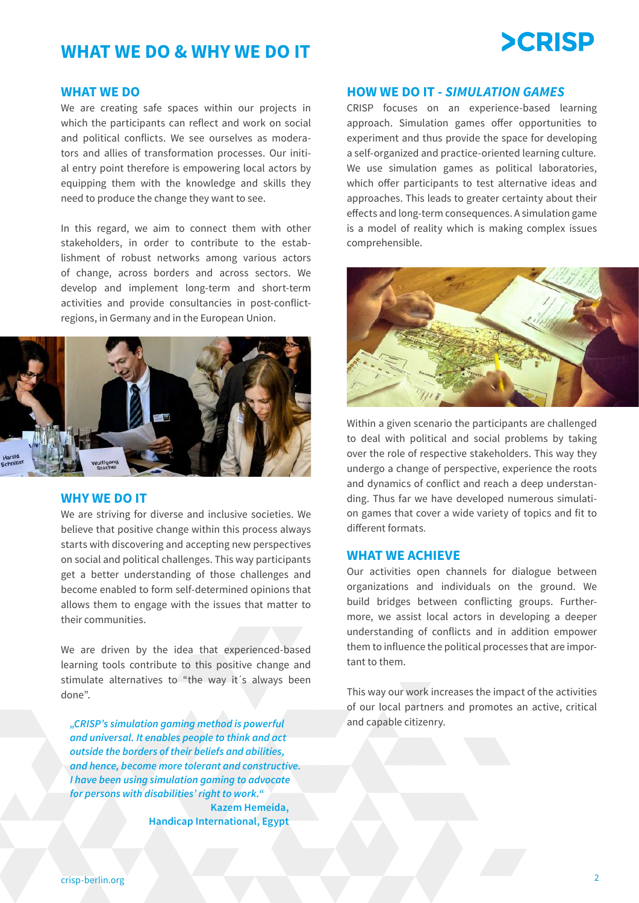# WHAT WE DO & WHY WE DO IT

## WHAT WE DO

We are creating safe spaces within our projects in which the participants can reflect and work on social and political conflicts. We see ourselves as moderators and allies of transformation processes. Our initial entry point therefore is empowering local actors by equipping them with the knowledge and skills they need to produce the change they want to see.

In this regard, we aim to connect them with other stakeholders, in order to contribute to the establishment of robust networks among various actors of change, across borders and across sectors. We develop and implement long-term and short-term activities and provide consultancies in post-conflict-regions, in Germany and in the European Union.

## WHY WE DO IT

We are striving for diverse and inclusive societies. We believe that positive change within this process always starts with discovering and accepting new perspectives on social and political challenges. This way participants get a better understanding of those challenges and become enabled to form self-determined opinions that allows them to engage with the issues that matter to their communities.

We are driven by the idea that experienced-based learning tools contribute to this positive change and stimulate alternatives to "the way it´s always been done".

*„CRISP's simulation gaming method is powerful and universal. It enables people to think and act outside the borders of their beliefs and abilities, and hence, become more tolerant and constructive. I have been using simulation gaming to advocate for persons with disabilities' right to work.“*

**Kazem Hemeida, Handicap International, Egypt**

## HOW WE DO IT - *SIMULATION GAMES*

CRISP focuses on an experience-based learning approach. Simulation games offer opportunities to experiment and thus provide the space for developing a self-organized and practice-oriented learning culture. We use simulation games as political laboratories, which offer participants to test alternative ideas and approaches. This leads to greater certainty about their effects and long-term consequences. A simulation game is a model of reality which is making complex issues comprehensible.

Within a given scenario the participants are challenged to deal with political and social problems by taking over the role of respective stakeholders. This way they undergo a change of perspective, experience the roots and dynamics of conflict and reach a deep understanding. Thus far we have developed numerous simulation games that cover a wide variety of topics and fit to different formats.

## WHAT WE ACHIEVE

Our activities open channels for dialogue between organizations and individuals on the ground. We build bridges between conflicting groups. Furthermore, we assist local actors in developing a deeper understanding of conflicts and in addition empower them to influence the political processes that are important to them.

This way our work increases the impact of the activities of our local partners and promotes an active, critical and capable citizenry.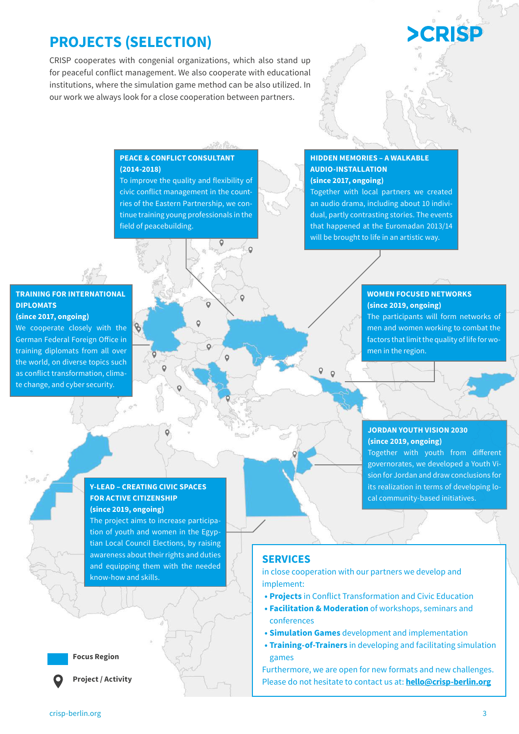# PROJECTS (SELECTION)

CRISP cooperates with congenial organizations, which also stand up for peaceful conflict management. We also cooperate with educational institutions, where the simulation game method can be also utilized. In our work we always look for a close cooperation between partners.

**PEACE & CONFLICT CONSULTANT (2014-2018)**
To improve the quality and flexibility of civic conflict management in the countries of the Eastern Partnership, we continue training young professionals in the field of peacebuilding.

**HIDDEN MEMORIES – A WALKABLE AUDIO-INSTALLATION (since 2017, ongoing)**
Together with local partners we created an audio drama, including about 10 individual, partly contrasting stories. The events that happened at the Euromadan 2013/14 will be brought to life in an artistic way.

**TRAINING FOR INTERNATIONAL DIPLOMATS (since 2017, ongoing)**
We cooperate closely with the German Federal Foreign Office in training diplomats from all over the world, on diverse topics such as conflict transformation, climate change, and cyber security.

**WOMEN FOCUSED NETWORKS (since 2019, ongoing)**
The participants will form networks of men and women working to combat the factors that limit the quality of life for women in the region.

**JORDAN YOUTH VISION 2030 (since 2019, ongoing)**
Together with youth from different governorates, we developed a Youth Vision for Jordan and draw conclusions for its realization in terms of developing local community-based initiatives.

**Y-LEAD – CREATING CIVIC SPACES FOR ACTIVE CITIZENSHIP (since 2019, ongoing)**
The project aims to increase participation of youth and women in the Egyptian Local Council Elections, by raising awareness about their rights and duties and equipping them with the needed know-how and skills.

Focus Region

Project / Activity

## SERVICES

in close cooperation with our partners we develop and implement:

- **Projects** in Conflict Transformation and Civic Education
- **Facilitation & Moderation** of workshops, seminars and conferences
- **Simulation Games** development and implementation
- **Training-of-Trainers** in developing and facilitating simulation games

Furthermore, we are open for new formats and new challenges. Please do not hesitate to contact us at: **hello@crisp-berlin.org**

crisp-berlin.org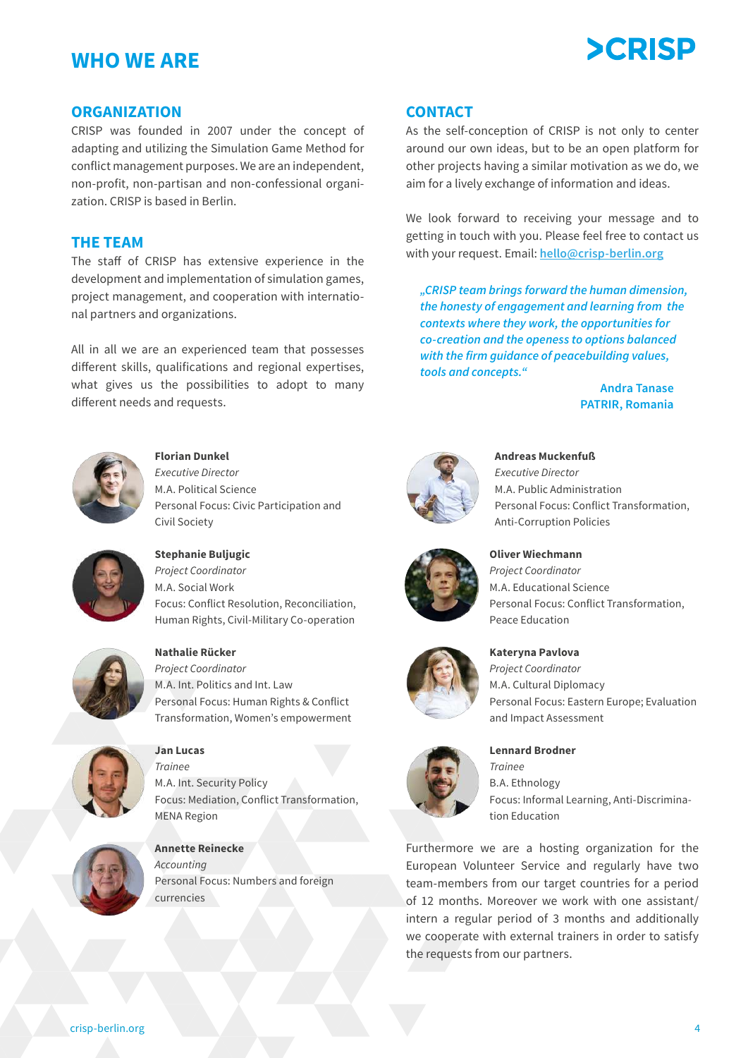# WHO WE ARE

## ORGANIZATION

CRISP was founded in 2007 under the concept of adapting and utilizing the Simulation Game Method for conflict management purposes. We are an independent, non-profit, non-partisan and non-confessional organization. CRISP is based in Berlin.

## THE TEAM

The staff of CRISP has extensive experience in the development and implementation of simulation games, project management, and cooperation with international partners and organizations.

All in all we are an experienced team that possesses different skills, qualifications and regional expertises, what gives us the possibilities to adopt to many different needs and requests.

## CONTACT

As the self-conception of CRISP is not only to center around our own ideas, but to be an open platform for other projects having a similar motivation as we do, we aim for a lively exchange of information and ideas.

We look forward to receiving your message and to getting in touch with you. Please feel free to contact us with your request. Email: hello@crisp-berlin.org

*„CRISP team brings forward the human dimension, the honesty of engagement and learning from the contexts where they work, the opportunities for co-creation and the openess to options balanced with the firm guidance of peacebuilding values, tools and concepts.“*

**Andra Tanase**
**PATRIR, Romania**

**Florian Dunkel**
*Executive Director*
M.A. Political Science
Personal Focus: Civic Participation and Civil Society

**Stephanie Buljugic**
*Project Coordinator*
M.A. Social Work
Focus: Conflict Resolution, Reconciliation, Human Rights, Civil-Military Co-operation

**Nathalie Rücker**
*Project Coordinator*
M.A. Int. Politics and Int. Law
Personal Focus: Human Rights & Conflict Transformation, Women's empowerment

**Jan Lucas**
*Trainee*
M.A. Int. Security Policy
Focus: Mediation, Conflict Transformation, MENA Region

**Annette Reinecke**
*Accounting*
Personal Focus: Numbers and foreign currencies

**Andreas Muckenfuß**
*Executive Director*
M.A. Public Administration
Personal Focus: Conflict Transformation, Anti-Corruption Policies

**Oliver Wiechmann**
*Project Coordinator*
M.A. Educational Science
Personal Focus: Conflict Transformation, Peace Education

**Kateryna Pavlova**
*Project Coordinator*
M.A. Cultural Diplomacy
Personal Focus: Eastern Europe; Evaluation and Impact Assessment

**Lennard Brodner**
*Trainee*
B.A. Ethnology
Focus: Informal Learning, Anti-Discrimination Education

Furthermore we are a hosting organization for the European Volunteer Service and regularly have two team-members from our target countries for a period of 12 months. Moreover we work with one assistant/intern a regular period of 3 months and additionally we cooperate with external trainers in order to satisfy the requests from our partners.